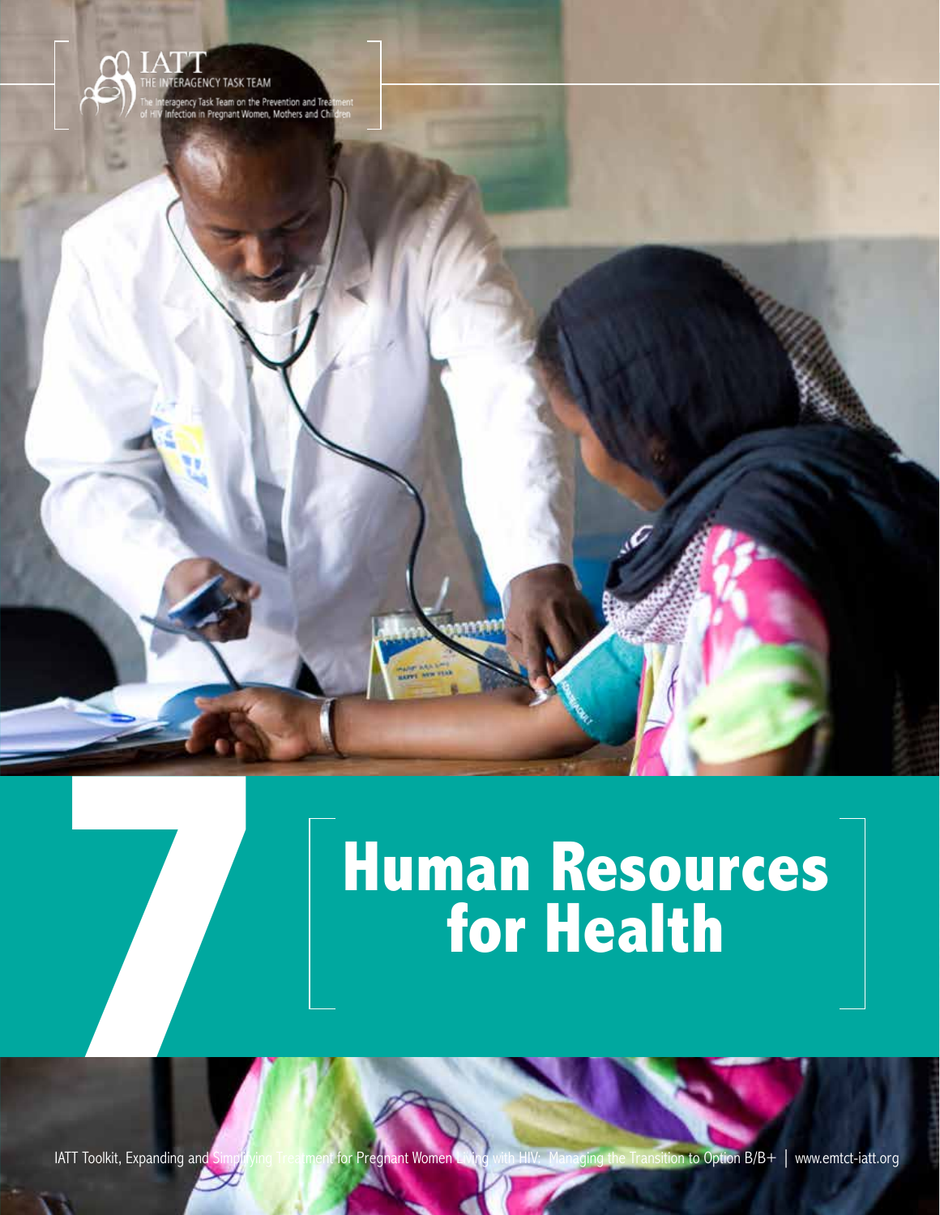IATT
THE INTERAGENCY TASK TEAM
The Interagency Task Team on the Prevention and Treatment of HIV Infection in Pregnant Women, Mothers and Children

# 7 Human Resources for Health

IATT Toolkit, Expanding and Simplifying Treatment for Pregnant Women Living with HIV: Managing the Transition to Option B/B+ | www.emtct-iatt.org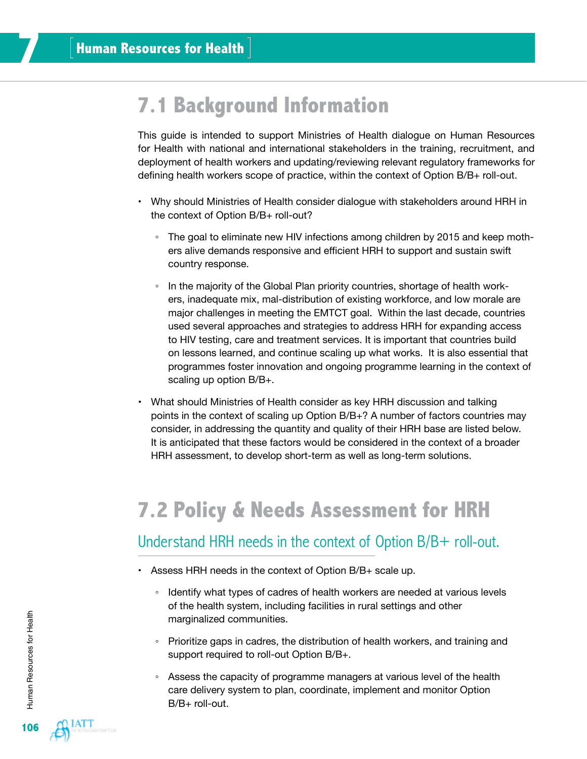# 7 Human Resources for Health

## 7.1 Background Information

This guide is intended to support Ministries of Health dialogue on Human Resources for Health with national and international stakeholders in the training, recruitment, and deployment of health workers and updating/reviewing relevant regulatory frameworks for defining health workers scope of practice, within the context of Option B/B+ roll-out.

- Why should Ministries of Health consider dialogue with stakeholders around HRH in the context of Option B/B+ roll-out?
  - The goal to eliminate new HIV infections among children by 2015 and keep mothers alive demands responsive and efficient HRH to support and sustain swift country response.
  - In the majority of the Global Plan priority countries, shortage of health workers, inadequate mix, mal-distribution of existing workforce, and low morale are major challenges in meeting the EMTCT goal. Within the last decade, countries used several approaches and strategies to address HRH for expanding access to HIV testing, care and treatment services. It is important that countries build on lessons learned, and continue scaling up what works. It is also essential that programmes foster innovation and ongoing programme learning in the context of scaling up option B/B+.
- What should Ministries of Health consider as key HRH discussion and talking points in the context of scaling up Option B/B+? A number of factors countries may consider, in addressing the quantity and quality of their HRH base are listed below. It is anticipated that these factors would be considered in the context of a broader HRH assessment, to develop short-term as well as long-term solutions.

## 7.2 Policy & Needs Assessment for HRH

### Understand HRH needs in the context of Option B/B+ roll-out.

- Assess HRH needs in the context of Option B/B+ scale up.
  - Identify what types of cadres of health workers are needed at various levels of the health system, including facilities in rural settings and other marginalized communities.
  - Prioritize gaps in cadres, the distribution of health workers, and training and support required to roll-out Option B/B+.
  - Assess the capacity of programme managers at various level of the health care delivery system to plan, coordinate, implement and monitor Option B/B+ roll-out.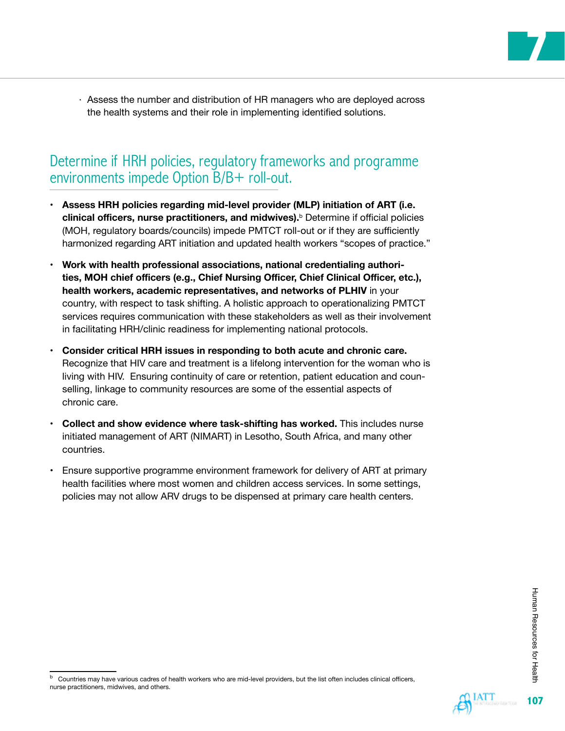- Assess the number and distribution of HR managers who are deployed across the health systems and their role in implementing identified solutions.

## Determine if HRH policies, regulatory frameworks and programme environments impede Option B/B+ roll-out.

- **Assess HRH policies regarding mid-level provider (MLP) initiation of ART (i.e. clinical officers, nurse practitioners, and midwives).**[b] Determine if official policies (MOH, regulatory boards/councils) impede PMTCT roll-out or if they are sufficiently harmonized regarding ART initiation and updated health workers "scopes of practice."
- **Work with health professional associations, national credentialing authorities, MOH chief officers (e.g., Chief Nursing Officer, Chief Clinical Officer, etc.), health workers, academic representatives, and networks of PLHIV** in your country, with respect to task shifting. A holistic approach to operationalizing PMTCT services requires communication with these stakeholders as well as their involvement in facilitating HRH/clinic readiness for implementing national protocols.
- **Consider critical HRH issues in responding to both acute and chronic care.** Recognize that HIV care and treatment is a lifelong intervention for the woman who is living with HIV. Ensuring continuity of care or retention, patient education and counselling, linkage to community resources are some of the essential aspects of chronic care.
- **Collect and show evidence where task-shifting has worked.** This includes nurse initiated management of ART (NIMART) in Lesotho, South Africa, and many other countries.
- Ensure supportive programme environment framework for delivery of ART at primary health facilities where most women and children access services. In some settings, policies may not allow ARV drugs to be dispensed at primary care health centers.

---

[b] Countries may have various cadres of health workers who are mid-level providers, but the list often includes clinical officers, nurse practitioners, midwives, and others.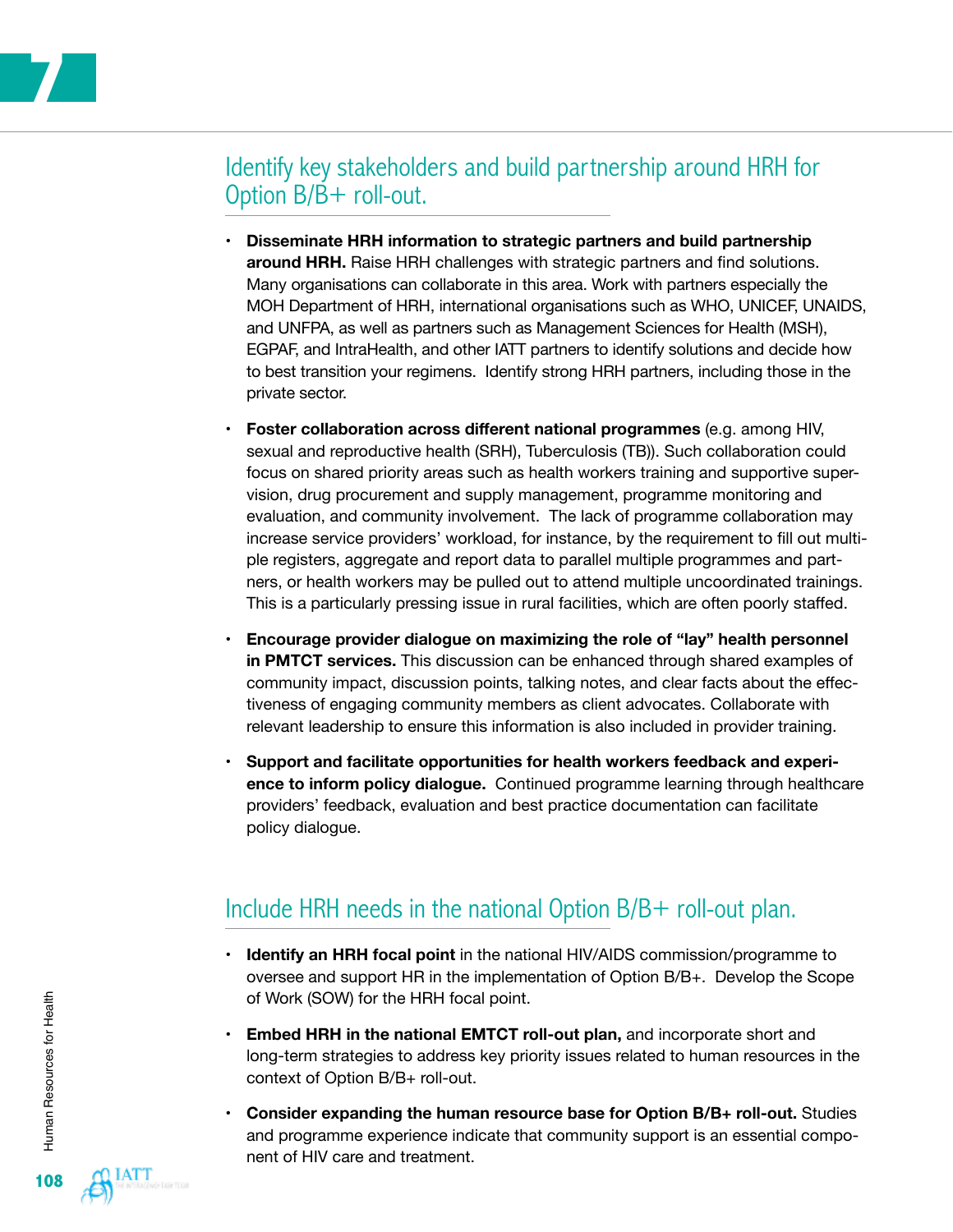## Identify key stakeholders and build partnership around HRH for Option B/B+ roll-out.

- **Disseminate HRH information to strategic partners and build partnership around HRH.** Raise HRH challenges with strategic partners and find solutions. Many organisations can collaborate in this area. Work with partners especially the MOH Department of HRH, international organisations such as WHO, UNICEF, UNAIDS, and UNFPA, as well as partners such as Management Sciences for Health (MSH), EGPAF, and IntraHealth, and other IATT partners to identify solutions and decide how to best transition your regimens. Identify strong HRH partners, including those in the private sector.

- **Foster collaboration across different national programmes** (e.g. among HIV, sexual and reproductive health (SRH), Tuberculosis (TB)). Such collaboration could focus on shared priority areas such as health workers training and supportive supervision, drug procurement and supply management, programme monitoring and evaluation, and community involvement. The lack of programme collaboration may increase service providers' workload, for instance, by the requirement to fill out multiple registers, aggregate and report data to parallel multiple programmes and partners, or health workers may be pulled out to attend multiple uncoordinated trainings. This is a particularly pressing issue in rural facilities, which are often poorly staffed.

- **Encourage provider dialogue on maximizing the role of "lay" health personnel in PMTCT services.** This discussion can be enhanced through shared examples of community impact, discussion points, talking notes, and clear facts about the effectiveness of engaging community members as client advocates. Collaborate with relevant leadership to ensure this information is also included in provider training.

- **Support and facilitate opportunities for health workers feedback and experience to inform policy dialogue.** Continued programme learning through healthcare providers' feedback, evaluation and best practice documentation can facilitate policy dialogue.

## Include HRH needs in the national Option B/B+ roll-out plan.

- **Identify an HRH focal point** in the national HIV/AIDS commission/programme to oversee and support HR in the implementation of Option B/B+. Develop the Scope of Work (SOW) for the HRH focal point.

- **Embed HRH in the national EMTCT roll-out plan,** and incorporate short and long-term strategies to address key priority issues related to human resources in the context of Option B/B+ roll-out.

- **Consider expanding the human resource base for Option B/B+ roll-out.** Studies and programme experience indicate that community support is an essential component of HIV care and treatment.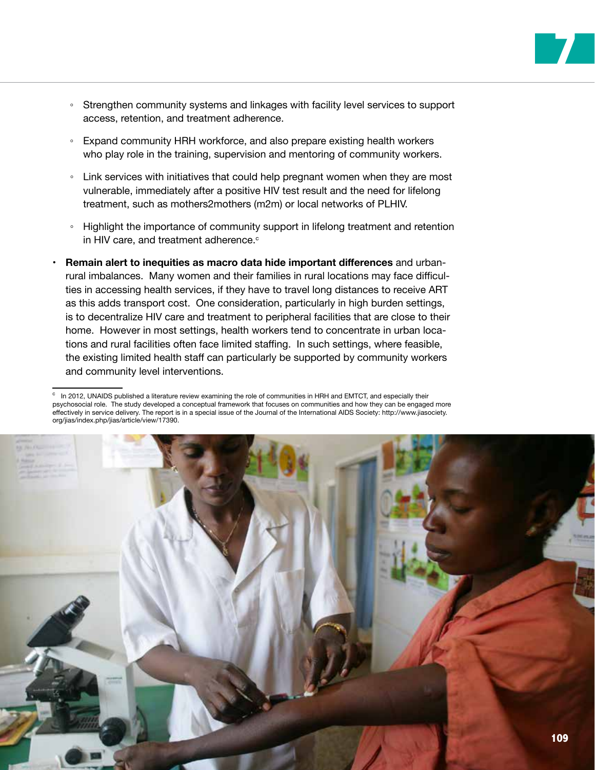- Strengthen community systems and linkages with facility level services to support access, retention, and treatment adherence.
- Expand community HRH workforce, and also prepare existing health workers who play role in the training, supervision and mentoring of community workers.
- Link services with initiatives that could help pregnant women when they are most vulnerable, immediately after a positive HIV test result and the need for lifelong treatment, such as mothers2mothers (m2m) or local networks of PLHIV.
- Highlight the importance of community support in lifelong treatment and retention in HIV care, and treatment adherence.[c]

- **Remain alert to inequities as macro data hide important differences** and urban-rural imbalances. Many women and their families in rural locations may face difficulties in accessing health services, if they have to travel long distances to receive ART as this adds transport cost. One consideration, particularly in high burden settings, is to decentralize HIV care and treatment to peripheral facilities that are close to their home. However in most settings, health workers tend to concentrate in urban locations and rural facilities often face limited staffing. In such settings, where feasible, the existing limited health staff can particularly be supported by community workers and community level interventions.

---

[c] In 2012, UNAIDS published a literature review examining the role of communities in HRH and EMTCT, and especially their psychosocial role. The study developed a conceptual framework that focuses on communities and how they can be engaged more effectively in service delivery. The report is in a special issue of the Journal of the International AIDS Society: http://www.jiasociety.org/jias/index.php/jias/article/view/17390.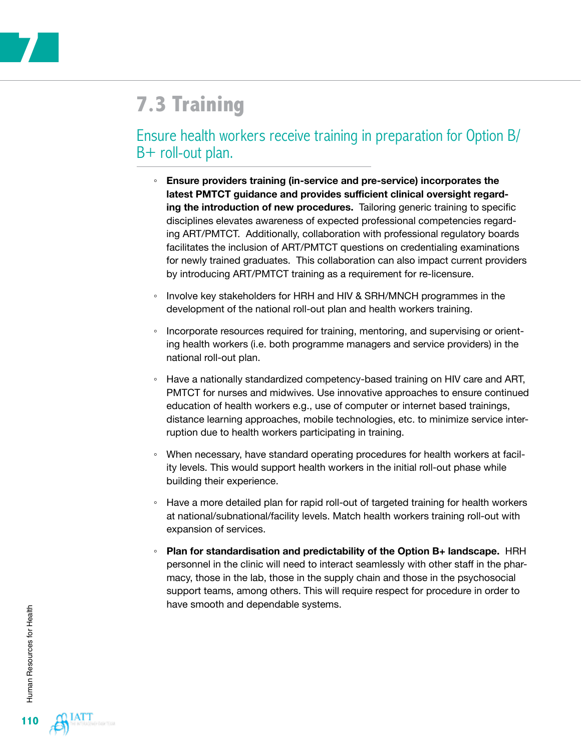## 7.3 Training

### Ensure health workers receive training in preparation for Option B/B+ roll-out plan.

- **Ensure providers training (in-service and pre-service) incorporates the latest PMTCT guidance and provides sufficient clinical oversight regarding the introduction of new procedures.** Tailoring generic training to specific disciplines elevates awareness of expected professional competencies regarding ART/PMTCT. Additionally, collaboration with professional regulatory boards facilitates the inclusion of ART/PMTCT questions on credentialing examinations for newly trained graduates. This collaboration can also impact current providers by introducing ART/PMTCT training as a requirement for re-licensure.

- Involve key stakeholders for HRH and HIV & SRH/MNCH programmes in the development of the national roll-out plan and health workers training.

- Incorporate resources required for training, mentoring, and supervising or orienting health workers (i.e. both programme managers and service providers) in the national roll-out plan.

- Have a nationally standardized competency-based training on HIV care and ART, PMTCT for nurses and midwives. Use innovative approaches to ensure continued education of health workers e.g., use of computer or internet based trainings, distance learning approaches, mobile technologies, etc. to minimize service interruption due to health workers participating in training.

- When necessary, have standard operating procedures for health workers at facility levels. This would support health workers in the initial roll-out phase while building their experience.

- Have a more detailed plan for rapid roll-out of targeted training for health workers at national/subnational/facility levels. Match health workers training roll-out with expansion of services.

- **Plan for standardisation and predictability of the Option B+ landscape.** HRH personnel in the clinic will need to interact seamlessly with other staff in the pharmacy, those in the lab, those in the supply chain and those in the psychosocial support teams, among others. This will require respect for procedure in order to have smooth and dependable systems.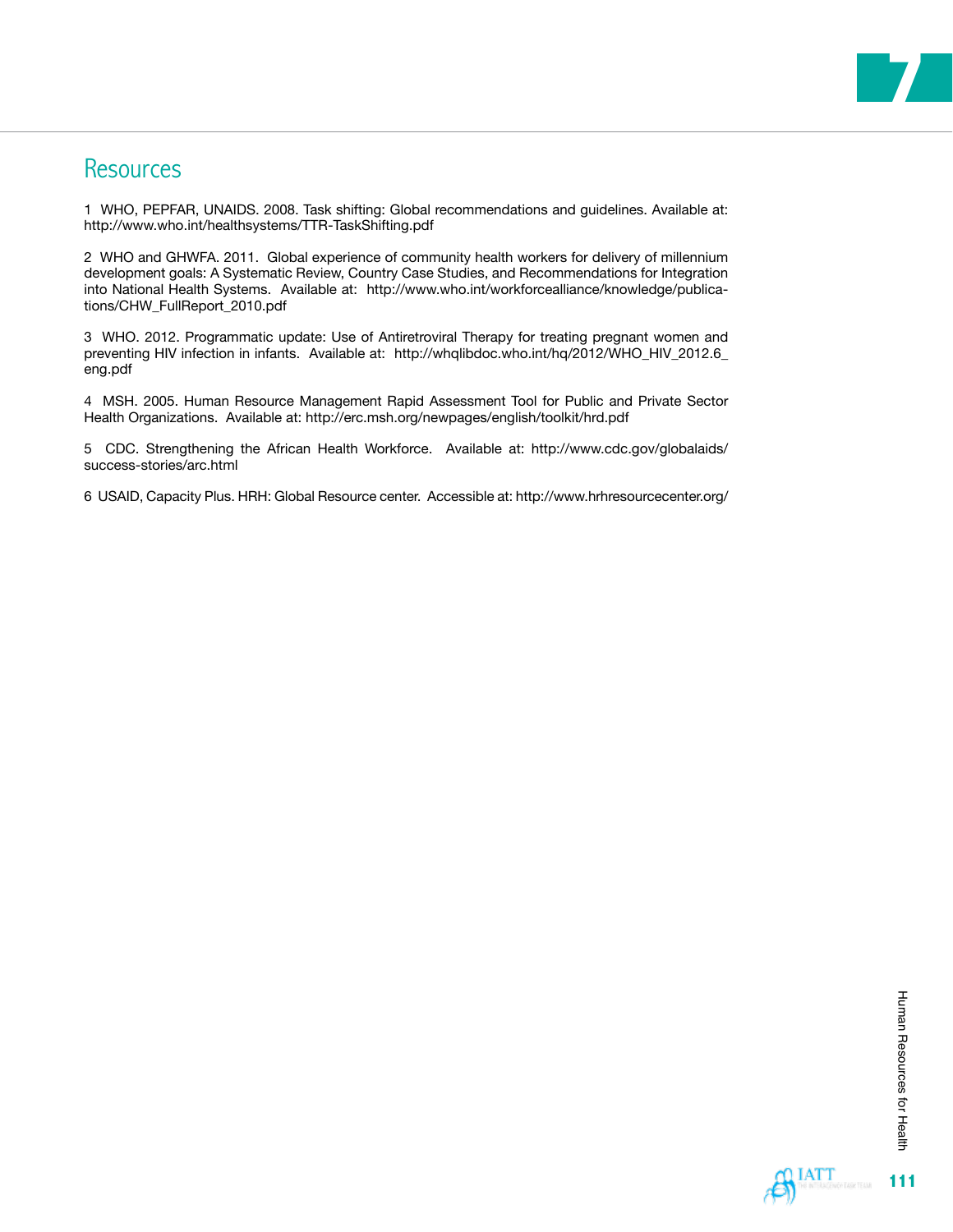## Resources

1 WHO, PEPFAR, UNAIDS. 2008. Task shifting: Global recommendations and guidelines. Available at: http://www.who.int/healthsystems/TTR-TaskShifting.pdf

2 WHO and GHWFA. 2011. Global experience of community health workers for delivery of millennium development goals: A Systematic Review, Country Case Studies, and Recommendations for Integration into National Health Systems. Available at: http://www.who.int/workforcealliance/knowledge/publications/CHW_FullReport_2010.pdf

3 WHO. 2012. Programmatic update: Use of Antiretroviral Therapy for treating pregnant women and preventing HIV infection in infants. Available at: http://whqlibdoc.who.int/hq/2012/WHO_HIV_2012.6_eng.pdf

4 MSH. 2005. Human Resource Management Rapid Assessment Tool for Public and Private Sector Health Organizations. Available at: http://erc.msh.org/newpages/english/toolkit/hrd.pdf

5 CDC. Strengthening the African Health Workforce. Available at: http://www.cdc.gov/globalaids/success-stories/arc.html

6 USAID, Capacity Plus. HRH: Global Resource center. Accessible at: http://www.hrhresourcecenter.org/